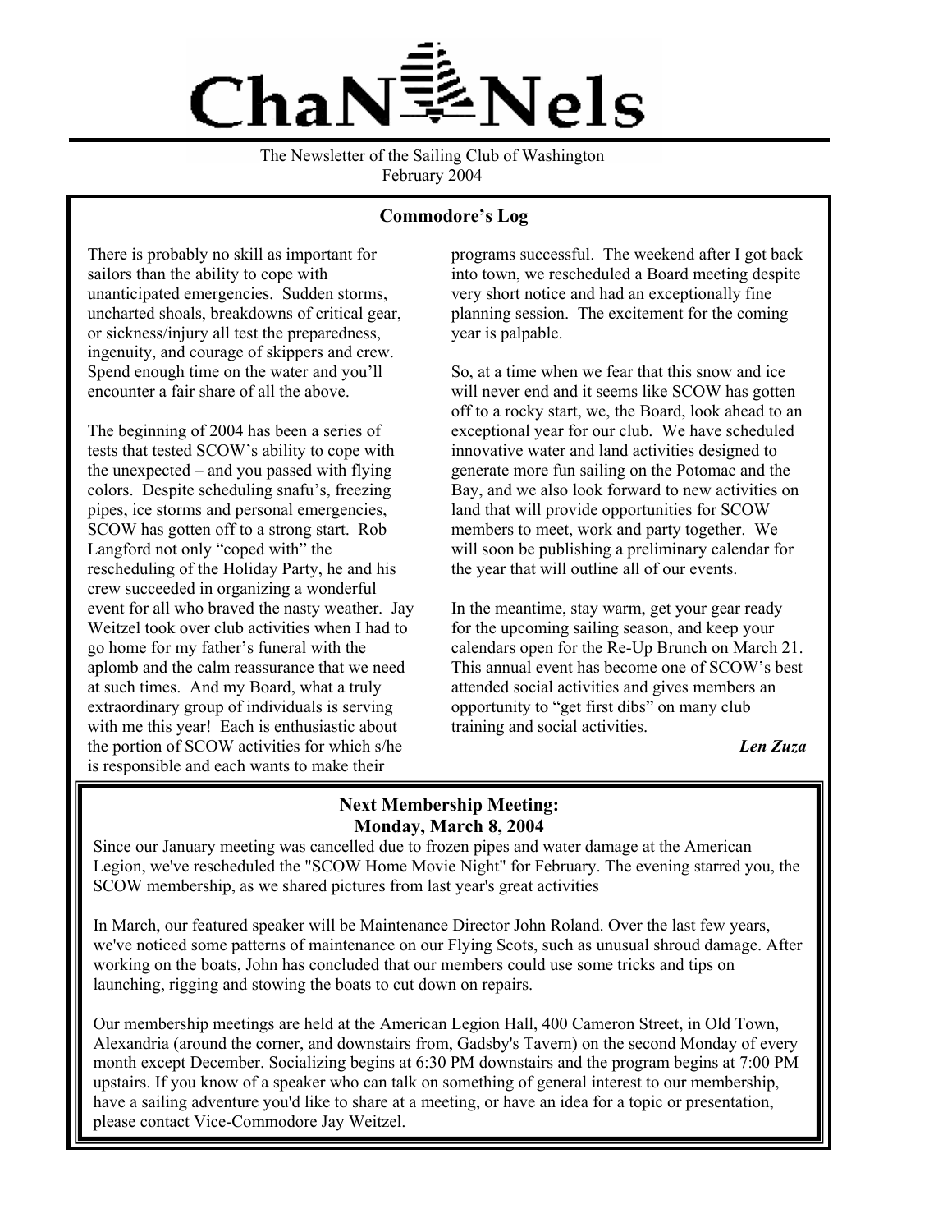# ChaNNels

The Newsletter of the Sailing Club of Washington
February 2004

## Commodore's Log

There is probably no skill as important for sailors than the ability to cope with unanticipated emergencies. Sudden storms, uncharted shoals, breakdowns of critical gear, or sickness/injury all test the preparedness, ingenuity, and courage of skippers and crew. Spend enough time on the water and you'll encounter a fair share of all the above.

The beginning of 2004 has been a series of tests that tested SCOW's ability to cope with the unexpected – and you passed with flying colors. Despite scheduling snafu's, freezing pipes, ice storms and personal emergencies, SCOW has gotten off to a strong start. Rob Langford not only "coped with" the rescheduling of the Holiday Party, he and his crew succeeded in organizing a wonderful event for all who braved the nasty weather. Jay Weitzel took over club activities when I had to go home for my father's funeral with the aplomb and the calm reassurance that we need at such times. And my Board, what a truly extraordinary group of individuals is serving with me this year! Each is enthusiastic about the portion of SCOW activities for which s/he is responsible and each wants to make their programs successful. The weekend after I got back into town, we rescheduled a Board meeting despite very short notice and had an exceptionally fine planning session. The excitement for the coming year is palpable.

So, at a time when we fear that this snow and ice will never end and it seems like SCOW has gotten off to a rocky start, we, the Board, look ahead to an exceptional year for our club. We have scheduled innovative water and land activities designed to generate more fun sailing on the Potomac and the Bay, and we also look forward to new activities on land that will provide opportunities for SCOW members to meet, work and party together. We will soon be publishing a preliminary calendar for the year that will outline all of our events.

In the meantime, stay warm, get your gear ready for the upcoming sailing season, and keep your calendars open for the Re-Up Brunch on March 21. This annual event has become one of SCOW's best attended social activities and gives members an opportunity to "get first dibs" on many club training and social activities.

***Len Zuza***

## Next Membership Meeting: Monday, March 8, 2004

Since our January meeting was cancelled due to frozen pipes and water damage at the American Legion, we've rescheduled the "SCOW Home Movie Night" for February. The evening starred you, the SCOW membership, as we shared pictures from last year's great activities

In March, our featured speaker will be Maintenance Director John Roland. Over the last few years, we've noticed some patterns of maintenance on our Flying Scots, such as unusual shroud damage. After working on the boats, John has concluded that our members could use some tricks and tips on launching, rigging and stowing the boats to cut down on repairs.

Our membership meetings are held at the American Legion Hall, 400 Cameron Street, in Old Town, Alexandria (around the corner, and downstairs from, Gadsby's Tavern) on the second Monday of every month except December. Socializing begins at 6:30 PM downstairs and the program begins at 7:00 PM upstairs. If you know of a speaker who can talk on something of general interest to our membership, have a sailing adventure you'd like to share at a meeting, or have an idea for a topic or presentation, please contact Vice-Commodore Jay Weitzel.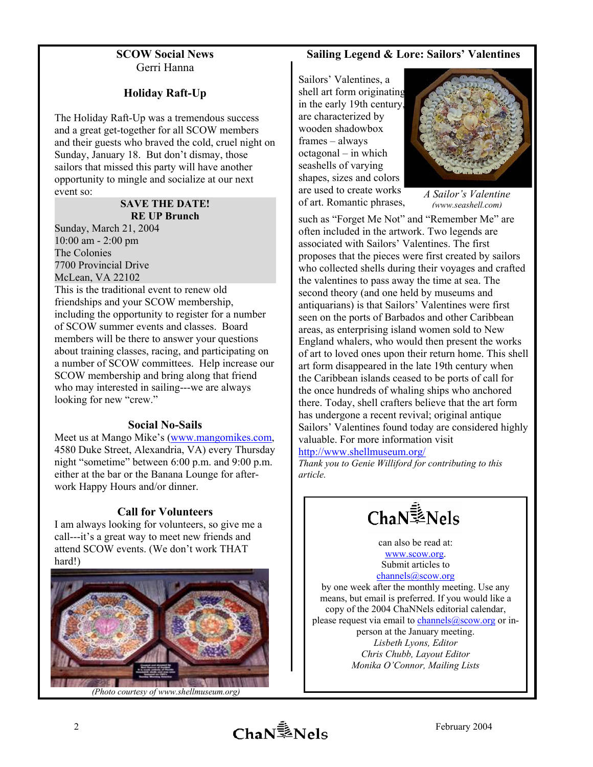## SCOW Social News

Gerri Hanna

### Holiday Raft-Up

The Holiday Raft-Up was a tremendous success and a great get-together for all SCOW members and their guests who braved the cold, cruel night on Sunday, January 18. But don't dismay, those sailors that missed this party will have another opportunity to mingle and socialize at our next event so:

**SAVE THE DATE!**
**RE UP Brunch**

Sunday, March 21, 2004
10:00 am - 2:00 pm
The Colonies
7700 Provincial Drive
McLean, VA 22102

This is the traditional event to renew old friendships and your SCOW membership, including the opportunity to register for a number of SCOW summer events and classes. Board members will be there to answer your questions about training classes, racing, and participating on a number of SCOW committees. Help increase our SCOW membership and bring along that friend who may interested in sailing---we are always looking for new "crew."

### Social No-Sails

Meet us at Mango Mike's (www.mangomikes.com, 4580 Duke Street, Alexandria, VA) every Thursday night "sometime" between 6:00 p.m. and 9:00 p.m. either at the bar or the Banana Lounge for after-work Happy Hours and/or dinner.

### Call for Volunteers

I am always looking for volunteers, so give me a call---it's a great way to meet new friends and attend SCOW events. (We don't work THAT hard!)

*(Photo courtesy of www.shellmuseum.org)*

## Sailing Legend & Lore: Sailors' Valentines

*A Sailor's Valentine*
*(www.seashell.com)*

Sailors' Valentines, a shell art form originating in the early 19th century, are characterized by wooden shadowbox frames – always octagonal – in which seashells of varying shapes, sizes and colors are used to create works of art. Romantic phrases, such as "Forget Me Not" and "Remember Me" are often included in the artwork. Two legends are associated with Sailors' Valentines. The first proposes that the pieces were first created by sailors who collected shells during their voyages and crafted the valentines to pass away the time at sea. The second theory (and one held by museums and antiquarians) is that Sailors' Valentines were first seen on the ports of Barbados and other Caribbean areas, as enterprising island women sold to New England whalers, who would then present the works of art to loved ones upon their return home. This shell art form disappeared in the late 19th century when the Caribbean islands ceased to be ports of call for the once hundreds of whaling ships who anchored there. Today, shell crafters believe that the art form has undergone a recent revival; original antique Sailors' Valentines found today are considered highly valuable. For more information visit http://www.shellmuseum.org/

*Thank you to Genie Williford for contributing to this article.*

---

**ChaNNels**

can also be read at:
www.scow.org.
Submit articles to
channels@scow.org
by one week after the monthly meeting. Use any means, but email is preferred. If you would like a copy of the 2004 ChaNNels editorial calendar, please request via email to channels@scow.org or in-person at the January meeting.

*Lisbeth Lyons, Editor*
*Chris Chubb, Layout Editor*
*Monika O'Connor, Mailing Lists*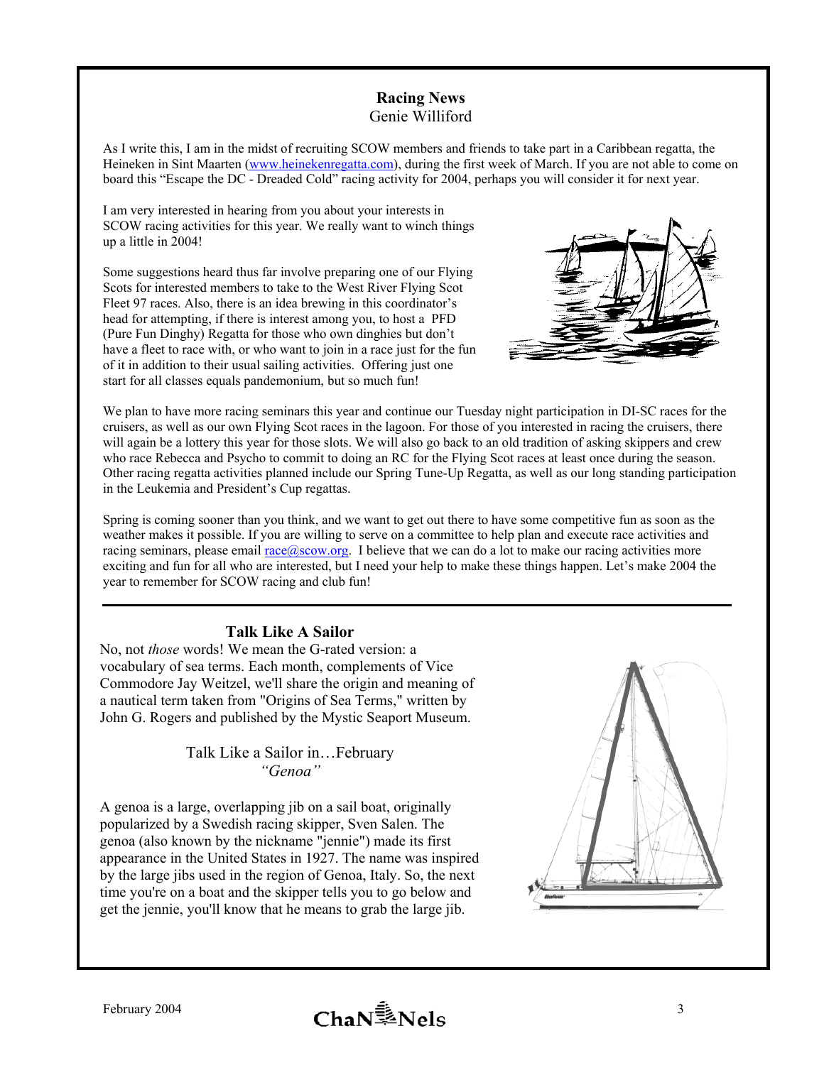## Racing News

Genie Williford

As I write this, I am in the midst of recruiting SCOW members and friends to take part in a Caribbean regatta, the Heineken in Sint Maarten (www.heinekenregatta.com), during the first week of March. If you are not able to come on board this "Escape the DC - Dreaded Cold" racing activity for 2004, perhaps you will consider it for next year.

I am very interested in hearing from you about your interests in SCOW racing activities for this year. We really want to winch things up a little in 2004!

Some suggestions heard thus far involve preparing one of our Flying Scots for interested members to take to the West River Flying Scot Fleet 97 races. Also, there is an idea brewing in this coordinator's head for attempting, if there is interest among you, to host a PFD (Pure Fun Dinghy) Regatta for those who own dinghies but don't have a fleet to race with, or who want to join in a race just for the fun of it in addition to their usual sailing activities. Offering just one start for all classes equals pandemonium, but so much fun!

We plan to have more racing seminars this year and continue our Tuesday night participation in DI-SC races for the cruisers, as well as our own Flying Scot races in the lagoon. For those of you interested in racing the cruisers, there will again be a lottery this year for those slots. We will also go back to an old tradition of asking skippers and crew who race Rebecca and Psycho to commit to doing an RC for the Flying Scot races at least once during the season. Other racing regatta activities planned include our Spring Tune-Up Regatta, as well as our long standing participation in the Leukemia and President's Cup regattas.

Spring is coming sooner than you think, and we want to get out there to have some competitive fun as soon as the weather makes it possible. If you are willing to serve on a committee to help plan and execute race activities and racing seminars, please email race@scow.org. I believe that we can do a lot to make our racing activities more exciting and fun for all who are interested, but I need your help to make these things happen. Let's make 2004 the year to remember for SCOW racing and club fun!

---

## Talk Like A Sailor

No, not *those* words! We mean the G-rated version: a vocabulary of sea terms. Each month, complements of Vice Commodore Jay Weitzel, we'll share the origin and meaning of a nautical term taken from "Origins of Sea Terms," written by John G. Rogers and published by the Mystic Seaport Museum.

### Talk Like a Sailor in…February
### *"Genoa"*

A genoa is a large, overlapping jib on a sail boat, originally popularized by a Swedish racing skipper, Sven Salen. The genoa (also known by the nickname "jennie") made its first appearance in the United States in 1927. The name was inspired by the large jibs used in the region of Genoa, Italy. So, the next time you're on a boat and the skipper tells you to go below and get the jennie, you'll know that he means to grab the large jib.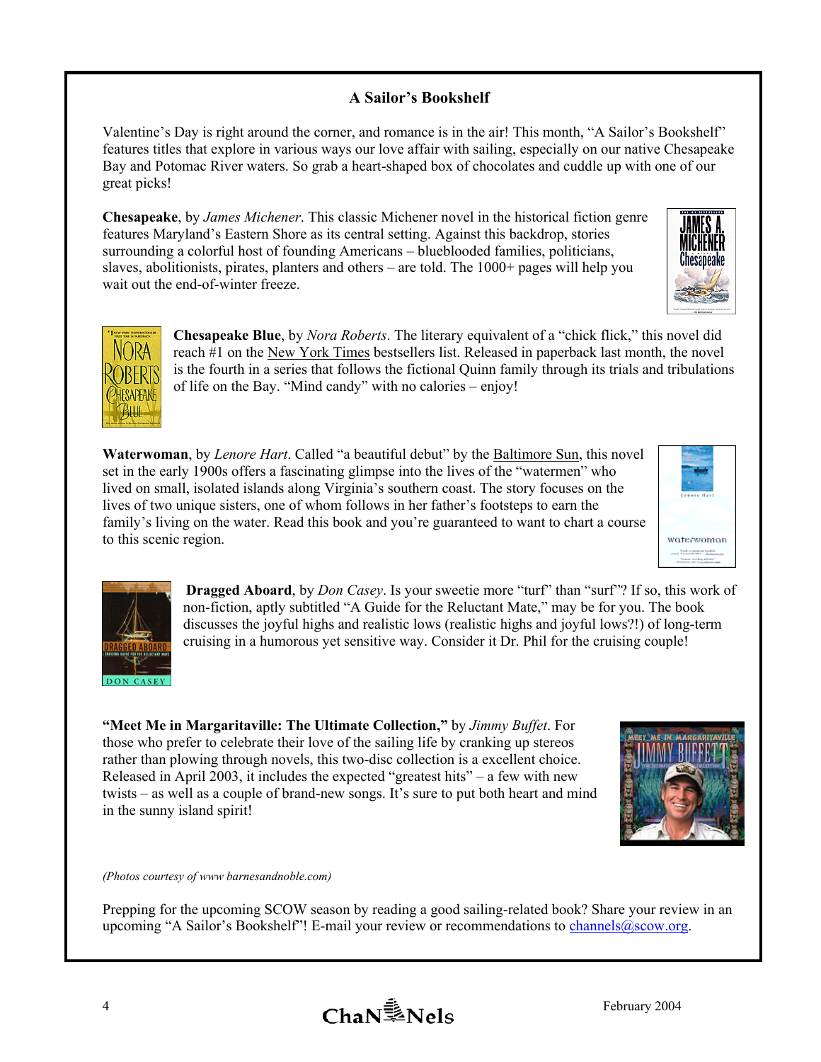## A Sailor's Bookshelf

Valentine's Day is right around the corner, and romance is in the air! This month, "A Sailor's Bookshelf" features titles that explore in various ways our love affair with sailing, especially on our native Chesapeake Bay and Potomac River waters. So grab a heart-shaped box of chocolates and cuddle up with one of our great picks!

**Chesapeake**, by *James Michener*. This classic Michener novel in the historical fiction genre features Maryland's Eastern Shore as its central setting. Against this backdrop, stories surrounding a colorful host of founding Americans – blueblooded families, politicians, slaves, abolitionists, pirates, planters and others – are told. The 1000+ pages will help you wait out the end-of-winter freeze.

**Chesapeake Blue**, by *Nora Roberts*. The literary equivalent of a "chick flick," this novel did reach #1 on the New York Times bestsellers list. Released in paperback last month, the novel is the fourth in a series that follows the fictional Quinn family through its trials and tribulations of life on the Bay. "Mind candy" with no calories – enjoy!

**Waterwoman**, by *Lenore Hart*. Called "a beautiful debut" by the Baltimore Sun, this novel set in the early 1900s offers a fascinating glimpse into the lives of the "watermen" who lived on small, isolated islands along Virginia's southern coast. The story focuses on the lives of two unique sisters, one of whom follows in her father's footsteps to earn the family's living on the water. Read this book and you're guaranteed to want to chart a course to this scenic region.

**Dragged Aboard**, by *Don Casey*. Is your sweetie more "turf" than "surf"? If so, this work of non-fiction, aptly subtitled "A Guide for the Reluctant Mate," may be for you. The book discusses the joyful highs and realistic lows (realistic highs and joyful lows?!) of long-term cruising in a humorous yet sensitive way. Consider it Dr. Phil for the cruising couple!

**"Meet Me in Margaritaville: The Ultimate Collection,"** by *Jimmy Buffet*. For those who prefer to celebrate their love of the sailing life by cranking up stereos rather than plowing through novels, this two-disc collection is a excellent choice. Released in April 2003, it includes the expected "greatest hits" – a few with new twists – as well as a couple of brand-new songs. It's sure to put both heart and mind in the sunny island spirit!

*(Photos courtesy of www barnesandnoble.com)*

Prepping for the upcoming SCOW season by reading a good sailing-related book? Share your review in an upcoming "A Sailor's Bookshelf"! E-mail your review or recommendations to channels@scow.org.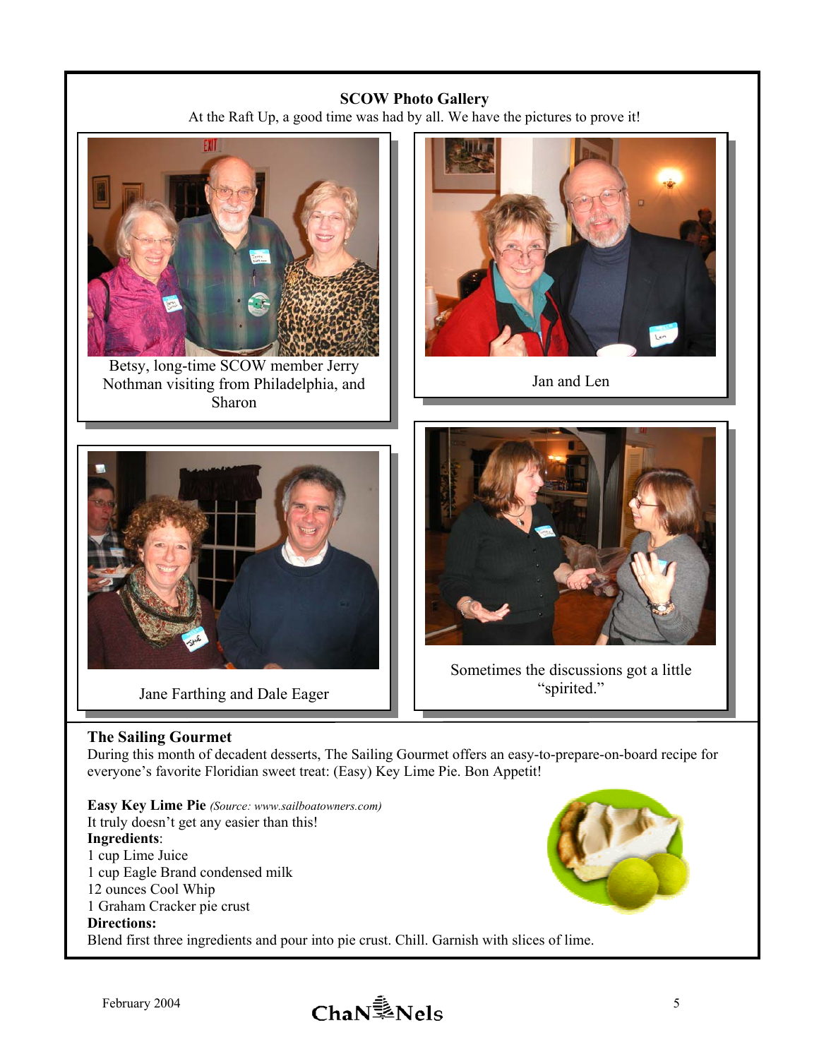**SCOW Photo Gallery**

At the Raft Up, a good time was had by all. We have the pictures to prove it!

Betsy, long-time SCOW member Jerry Nothman visiting from Philadelphia, and Sharon

Jan and Len

Jane Farthing and Dale Eager

Sometimes the discussions got a little "spirited."

**The Sailing Gourmet**

During this month of decadent desserts, The Sailing Gourmet offers an easy-to-prepare-on-board recipe for everyone's favorite Floridian sweet treat: (Easy) Key Lime Pie. Bon Appetit!

**Easy Key Lime Pie** *(Source: www.sailboatowners.com)*

It truly doesn't get any easier than this!

**Ingredients**:

1 cup Lime Juice
1 cup Eagle Brand condensed milk
12 ounces Cool Whip
1 Graham Cracker pie crust

**Directions:**

Blend first three ingredients and pour into pie crust. Chill. Garnish with slices of lime.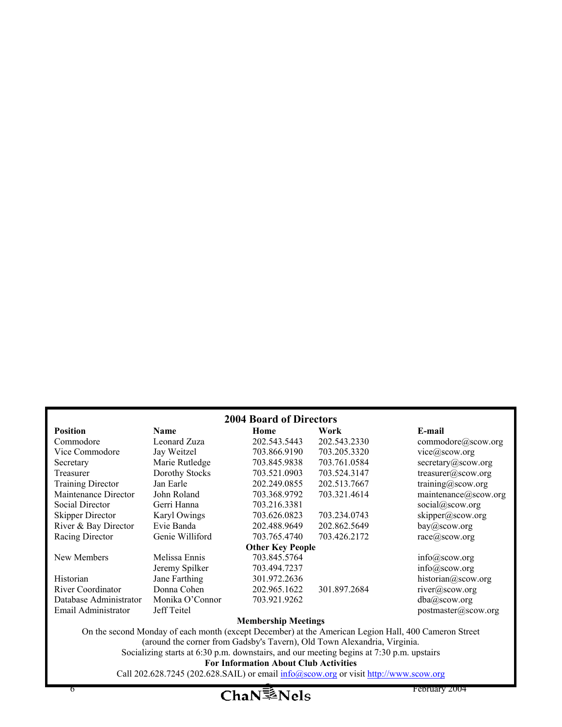## 2004 Board of Directors

| Position | Name | Home | Work | E-mail |
|---|---|---|---|---|
| Commodore | Leonard Zuza | 202.543.5443 | 202.543.2330 | commodore@scow.org |
| Vice Commodore | Jay Weitzel | 703.866.9190 | 703.205.3320 | vice@scow.org |
| Secretary | Marie Rutledge | 703.845.9838 | 703.761.0584 | secretary@scow.org |
| Treasurer | Dorothy Stocks | 703.521.0903 | 703.524.3147 | treasurer@scow.org |
| Training Director | Jan Earle | 202.249.0855 | 202.513.7667 | training@scow.org |
| Maintenance Director | John Roland | 703.368.9792 | 703.321.4614 | maintenance@scow.org |
| Social Director | Gerri Hanna | 703.216.3381 | | social@scow.org |
| Skipper Director | Karyl Owings | 703.626.0823 | 703.234.0743 | skipper@scow.org |
| River & Bay Director | Evie Banda | 202.488.9649 | 202.862.5649 | bay@scow.org |
| Racing Director | Genie Williford | 703.765.4740 | 703.426.2172 | race@scow.org |
| | | **Other Key People** | | |
| New Members | Melissa Ennis | 703.845.5764 | | info@scow.org |
| | Jeremy Spilker | 703.494.7237 | | info@scow.org |
| Historian | Jane Farthing | 301.972.2636 | | historian@scow.org |
| River Coordinator | Donna Cohen | 202.965.1622 | 301.897.2684 | river@scow.org |
| Database Administrator | Monika O'Connor | 703.921.9262 | | dba@scow.org |
| Email Administrator | Jeff Teitel | | | postmaster@scow.org |

**Membership Meetings**

On the second Monday of each month (except December) at the American Legion Hall, 400 Cameron Street (around the corner from Gadsby's Tavern), Old Town Alexandria, Virginia.
Socializing starts at 6:30 p.m. downstairs, and our meeting begins at 7:30 p.m. upstairs

**For Information About Club Activities**

Call 202.628.7245 (202.628.SAIL) or email info@scow.org or visit http://www.scow.org